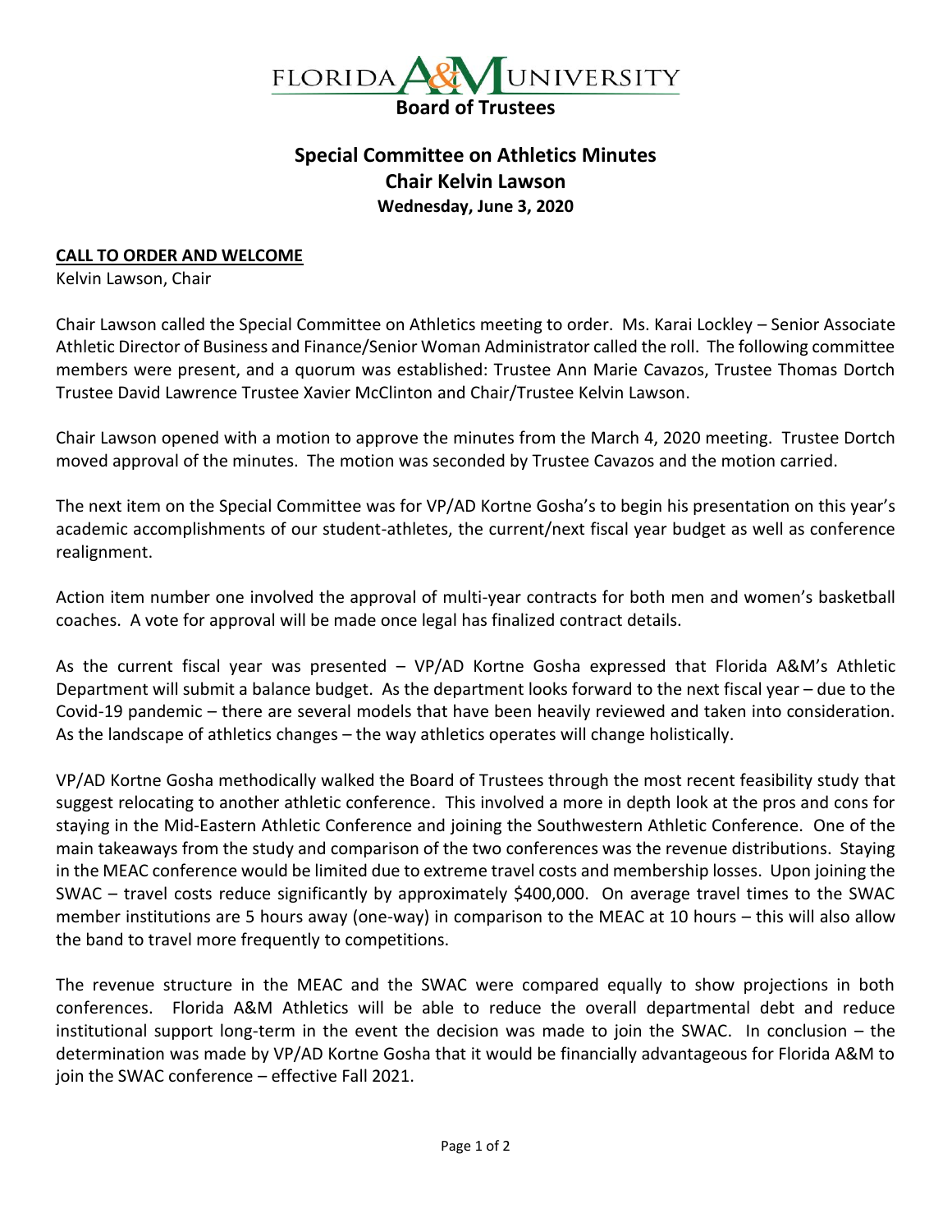FLORIDA A&M UNIVERSITY
**Board of Trustees**

# Special Committee on Athletics Minutes
## Chair Kelvin Lawson
### Wednesday, June 3, 2020

**CALL TO ORDER AND WELCOME**
Kelvin Lawson, Chair

Chair Lawson called the Special Committee on Athletics meeting to order. Ms. Karai Lockley – Senior Associate Athletic Director of Business and Finance/Senior Woman Administrator called the roll. The following committee members were present, and a quorum was established: Trustee Ann Marie Cavazos, Trustee Thomas Dortch Trustee David Lawrence Trustee Xavier McClinton and Chair/Trustee Kelvin Lawson.

Chair Lawson opened with a motion to approve the minutes from the March 4, 2020 meeting. Trustee Dortch moved approval of the minutes. The motion was seconded by Trustee Cavazos and the motion carried.

The next item on the Special Committee was for VP/AD Kortne Gosha's to begin his presentation on this year's academic accomplishments of our student-athletes, the current/next fiscal year budget as well as conference realignment.

Action item number one involved the approval of multi-year contracts for both men and women's basketball coaches. A vote for approval will be made once legal has finalized contract details.

As the current fiscal year was presented – VP/AD Kortne Gosha expressed that Florida A&M's Athletic Department will submit a balance budget. As the department looks forward to the next fiscal year – due to the Covid-19 pandemic – there are several models that have been heavily reviewed and taken into consideration. As the landscape of athletics changes – the way athletics operates will change holistically.

VP/AD Kortne Gosha methodically walked the Board of Trustees through the most recent feasibility study that suggest relocating to another athletic conference. This involved a more in depth look at the pros and cons for staying in the Mid-Eastern Athletic Conference and joining the Southwestern Athletic Conference. One of the main takeaways from the study and comparison of the two conferences was the revenue distributions. Staying in the MEAC conference would be limited due to extreme travel costs and membership losses. Upon joining the SWAC – travel costs reduce significantly by approximately $400,000. On average travel times to the SWAC member institutions are 5 hours away (one-way) in comparison to the MEAC at 10 hours – this will also allow the band to travel more frequently to competitions.

The revenue structure in the MEAC and the SWAC were compared equally to show projections in both conferences. Florida A&M Athletics will be able to reduce the overall departmental debt and reduce institutional support long-term in the event the decision was made to join the SWAC. In conclusion – the determination was made by VP/AD Kortne Gosha that it would be financially advantageous for Florida A&M to join the SWAC conference – effective Fall 2021.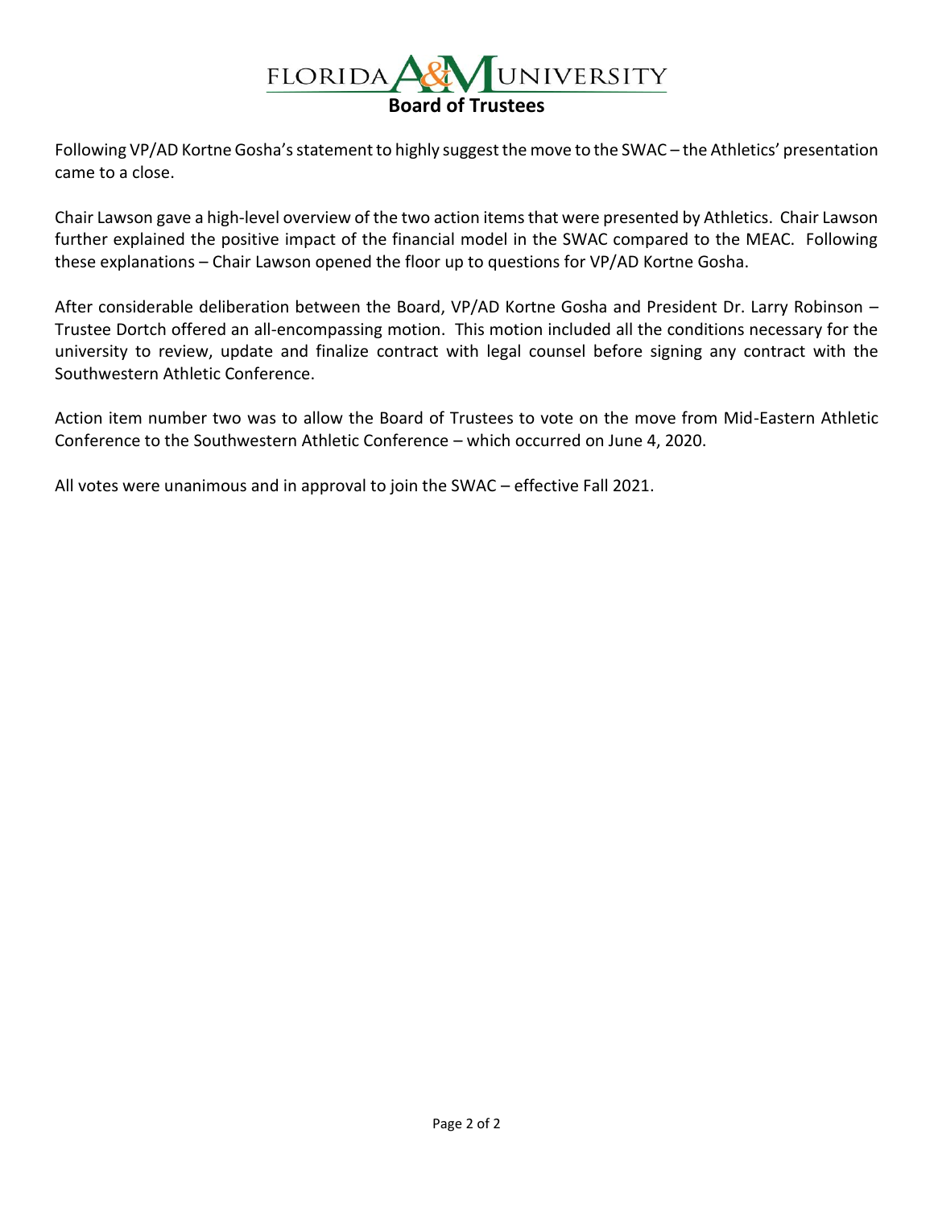Following VP/AD Kortne Gosha's statement to highly suggest the move to the SWAC – the Athletics' presentation came to a close.

Chair Lawson gave a high-level overview of the two action items that were presented by Athletics. Chair Lawson further explained the positive impact of the financial model in the SWAC compared to the MEAC. Following these explanations – Chair Lawson opened the floor up to questions for VP/AD Kortne Gosha.

After considerable deliberation between the Board, VP/AD Kortne Gosha and President Dr. Larry Robinson – Trustee Dortch offered an all-encompassing motion. This motion included all the conditions necessary for the university to review, update and finalize contract with legal counsel before signing any contract with the Southwestern Athletic Conference.

Action item number two was to allow the Board of Trustees to vote on the move from Mid-Eastern Athletic Conference to the Southwestern Athletic Conference – which occurred on June 4, 2020.

All votes were unanimous and in approval to join the SWAC – effective Fall 2021.